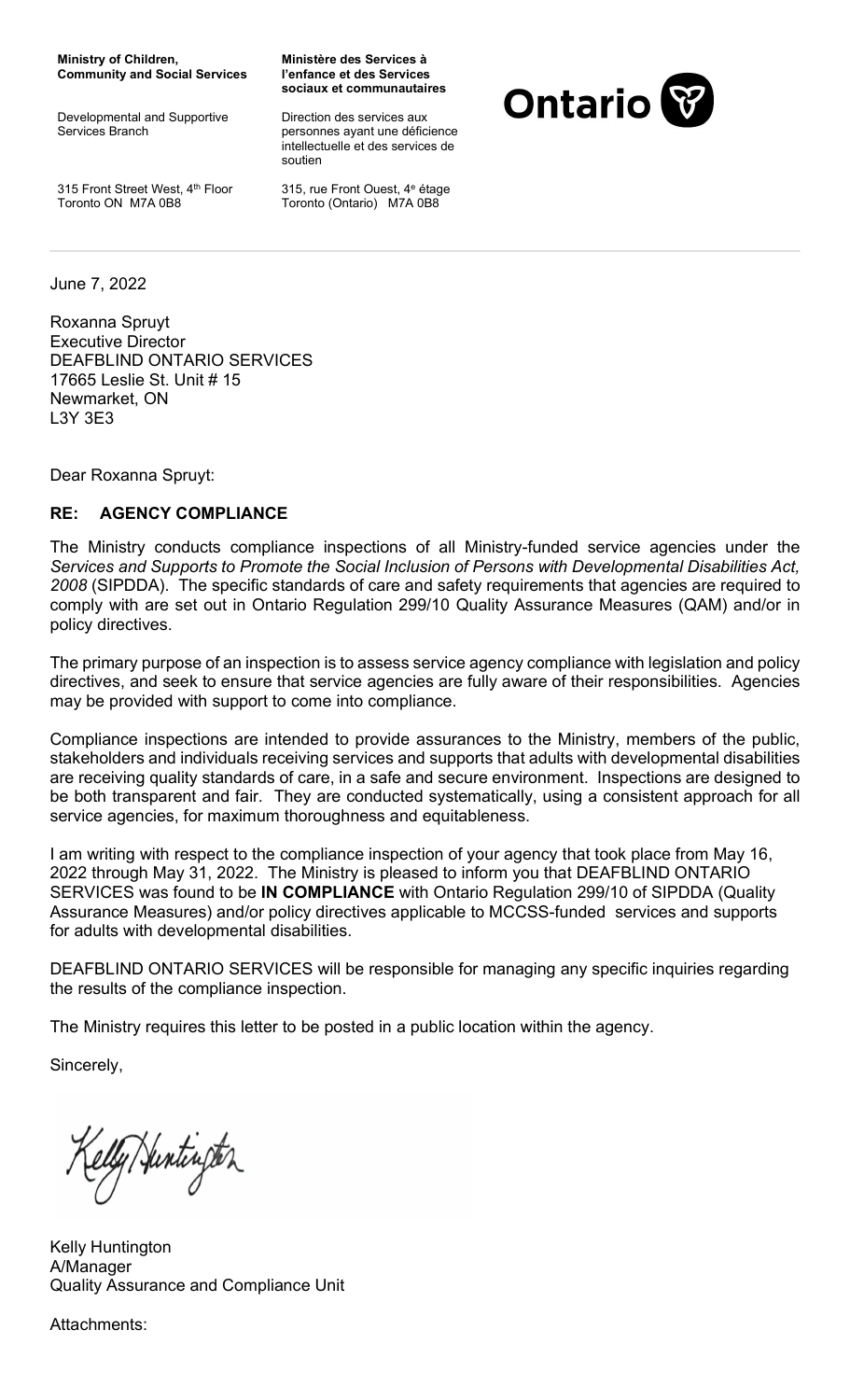**Ministry of Children, Community and Social Services**

Developmental and Supportive Services Branch

315 Front Street West, 4th Floor
Toronto ON M7A 0B8

**Ministère des Services à l'enfance et des Services sociaux et communautaires**

Direction des services aux personnes ayant une déficience intellectuelle et des services de soutien

315, rue Front Ouest, 4e étage
Toronto (Ontario) M7A 0B8

**Ontario**

---

June 7, 2022

Roxanna Spruyt
Executive Director
DEAFBLIND ONTARIO SERVICES
17665 Leslie St. Unit # 15
Newmarket, ON
L3Y 3E3

Dear Roxanna Spruyt:

**RE: AGENCY COMPLIANCE**

The Ministry conducts compliance inspections of all Ministry-funded service agencies under the *Services and Supports to Promote the Social Inclusion of Persons with Developmental Disabilities Act, 2008* (SIPDDA). The specific standards of care and safety requirements that agencies are required to comply with are set out in Ontario Regulation 299/10 Quality Assurance Measures (QAM) and/or in policy directives.

The primary purpose of an inspection is to assess service agency compliance with legislation and policy directives, and seek to ensure that service agencies are fully aware of their responsibilities. Agencies may be provided with support to come into compliance.

Compliance inspections are intended to provide assurances to the Ministry, members of the public, stakeholders and individuals receiving services and supports that adults with developmental disabilities are receiving quality standards of care, in a safe and secure environment. Inspections are designed to be both transparent and fair. They are conducted systematically, using a consistent approach for all service agencies, for maximum thoroughness and equitableness.

I am writing with respect to the compliance inspection of your agency that took place from May 16, 2022 through May 31, 2022. The Ministry is pleased to inform you that DEAFBLIND ONTARIO SERVICES was found to be **IN COMPLIANCE** with Ontario Regulation 299/10 of SIPDDA (Quality Assurance Measures) and/or policy directives applicable to MCCSS-funded services and supports for adults with developmental disabilities.

DEAFBLIND ONTARIO SERVICES will be responsible for managing any specific inquiries regarding the results of the compliance inspection.

The Ministry requires this letter to be posted in a public location within the agency.

Sincerely,

Kelly Huntington

Kelly Huntington
A/Manager
Quality Assurance and Compliance Unit

Attachments: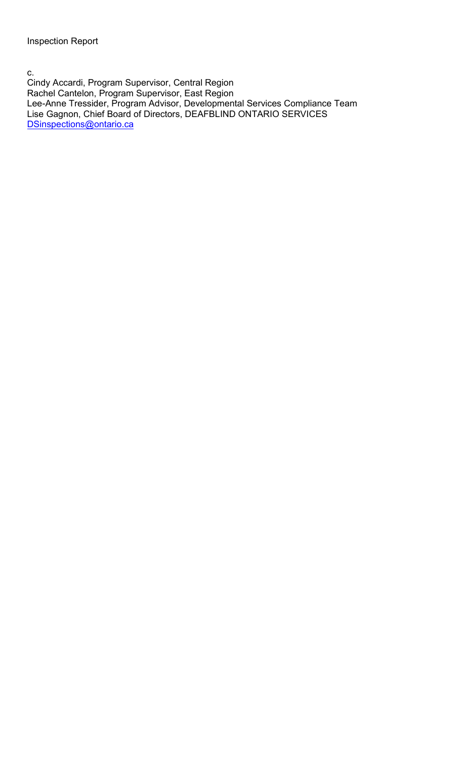c.
Cindy Accardi, Program Supervisor, Central Region
Rachel Cantelon, Program Supervisor, East Region
Lee-Anne Tressider, Program Advisor, Developmental Services Compliance Team
Lise Gagnon, Chief Board of Directors, DEAFBLIND ONTARIO SERVICES
DSinspections@ontario.ca